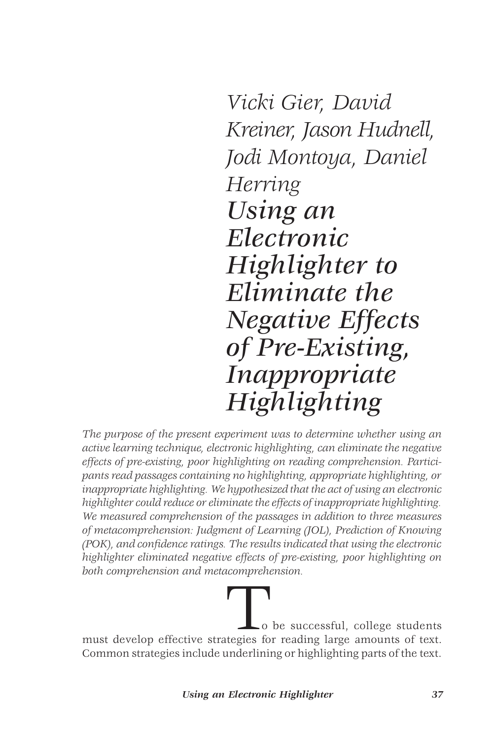*Vicki Gier, David Kreiner, Jason Hudnell, Jodi Montoya, Daniel Herring*

# *Using an Electronic Highlighter to Eliminate the Negative Effects of Pre-Existing, Inappropriate Highlighting*

*The purpose of the present experiment was to determine whether using an active learning technique, electronic highlighting, can eliminate the negative effects of pre-existing, poor highlighting on reading comprehension. Participants read passages containing no highlighting, appropriate highlighting, or inappropriate highlighting. We hypothesized that the act of using an electronic highlighter could reduce or eliminate the effects of inappropriate highlighting. We measured comprehension of the passages in addition to three measures of metacomprehension: Judgment of Learning (JOL), Prediction of Knowing (POK), and confidence ratings. The results indicated that using the electronic highlighter eliminated negative effects of pre-existing, poor highlighting on both comprehension and metacomprehension.*

To be successful, college students must develop effective strategies for reading large amounts of text. Common strategies include underlining or highlighting parts of the text.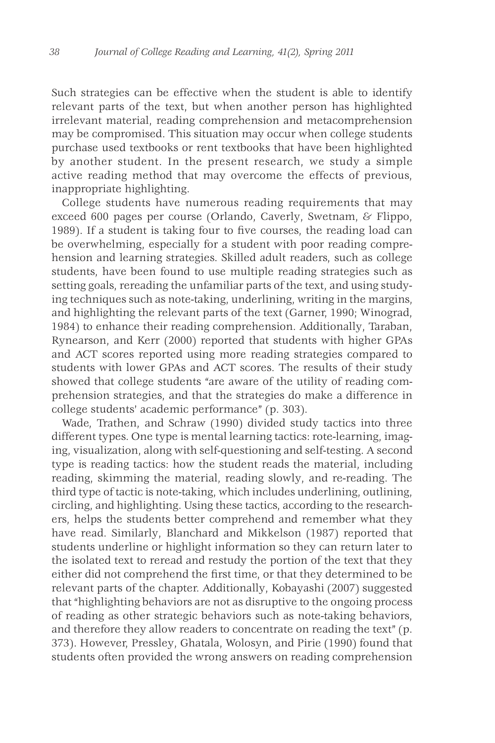Such strategies can be effective when the student is able to identify relevant parts of the text, but when another person has highlighted irrelevant material, reading comprehension and metacomprehension may be compromised. This situation may occur when college students purchase used textbooks or rent textbooks that have been highlighted by another student. In the present research, we study a simple active reading method that may overcome the effects of previous, inappropriate highlighting.

College students have numerous reading requirements that may exceed 600 pages per course (Orlando, Caverly, Swetnam, & Flippo, 1989). If a student is taking four to five courses, the reading load can be overwhelming, especially for a student with poor reading comprehension and learning strategies. Skilled adult readers, such as college students, have been found to use multiple reading strategies such as setting goals, rereading the unfamiliar parts of the text, and using studying techniques such as note-taking, underlining, writing in the margins, and highlighting the relevant parts of the text (Garner, 1990; Winograd, 1984) to enhance their reading comprehension. Additionally, Taraban, Rynearson, and Kerr (2000) reported that students with higher GPAs and ACT scores reported using more reading strategies compared to students with lower GPAs and ACT scores. The results of their study showed that college students "are aware of the utility of reading comprehension strategies, and that the strategies do make a difference in college students' academic performance" (p. 303).

Wade, Trathen, and Schraw (1990) divided study tactics into three different types. One type is mental learning tactics: rote-learning, imaging, visualization, along with self-questioning and self-testing. A second type is reading tactics: how the student reads the material, including reading, skimming the material, reading slowly, and re-reading. The third type of tactic is note-taking, which includes underlining, outlining, circling, and highlighting. Using these tactics, according to the researchers, helps the students better comprehend and remember what they have read. Similarly, Blanchard and Mikkelson (1987) reported that students underline or highlight information so they can return later to the isolated text to reread and restudy the portion of the text that they either did not comprehend the first time, or that they determined to be relevant parts of the chapter. Additionally, Kobayashi (2007) suggested that "highlighting behaviors are not as disruptive to the ongoing process of reading as other strategic behaviors such as note-taking behaviors, and therefore they allow readers to concentrate on reading the text" (p. 373). However, Pressley, Ghatala, Wolosyn, and Pirie (1990) found that students often provided the wrong answers on reading comprehension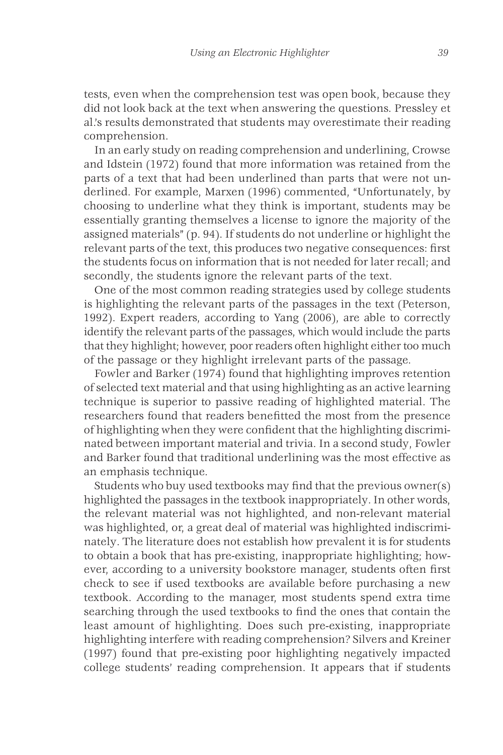tests, even when the comprehension test was open book, because they did not look back at the text when answering the questions. Pressley et al.'s results demonstrated that students may overestimate their reading comprehension.

In an early study on reading comprehension and underlining, Crowse and Idstein (1972) found that more information was retained from the parts of a text that had been underlined than parts that were not underlined. For example, Marxen (1996) commented, "Unfortunately, by choosing to underline what they think is important, students may be essentially granting themselves a license to ignore the majority of the assigned materials" (p. 94). If students do not underline or highlight the relevant parts of the text, this produces two negative consequences: first the students focus on information that is not needed for later recall; and secondly, the students ignore the relevant parts of the text.

One of the most common reading strategies used by college students is highlighting the relevant parts of the passages in the text (Peterson, 1992). Expert readers, according to Yang (2006), are able to correctly identify the relevant parts of the passages, which would include the parts that they highlight; however, poor readers often highlight either too much of the passage or they highlight irrelevant parts of the passage.

Fowler and Barker (1974) found that highlighting improves retention of selected text material and that using highlighting as an active learning technique is superior to passive reading of highlighted material. The researchers found that readers benefitted the most from the presence of highlighting when they were confident that the highlighting discriminated between important material and trivia. In a second study, Fowler and Barker found that traditional underlining was the most effective as an emphasis technique.

Students who buy used textbooks may find that the previous owner(s) highlighted the passages in the textbook inappropriately. In other words, the relevant material was not highlighted, and non-relevant material was highlighted, or, a great deal of material was highlighted indiscriminately. The literature does not establish how prevalent it is for students to obtain a book that has pre-existing, inappropriate highlighting; however, according to a university bookstore manager, students often first check to see if used textbooks are available before purchasing a new textbook. According to the manager, most students spend extra time searching through the used textbooks to find the ones that contain the least amount of highlighting. Does such pre-existing, inappropriate highlighting interfere with reading comprehension? Silvers and Kreiner (1997) found that pre-existing poor highlighting negatively impacted college students' reading comprehension. It appears that if students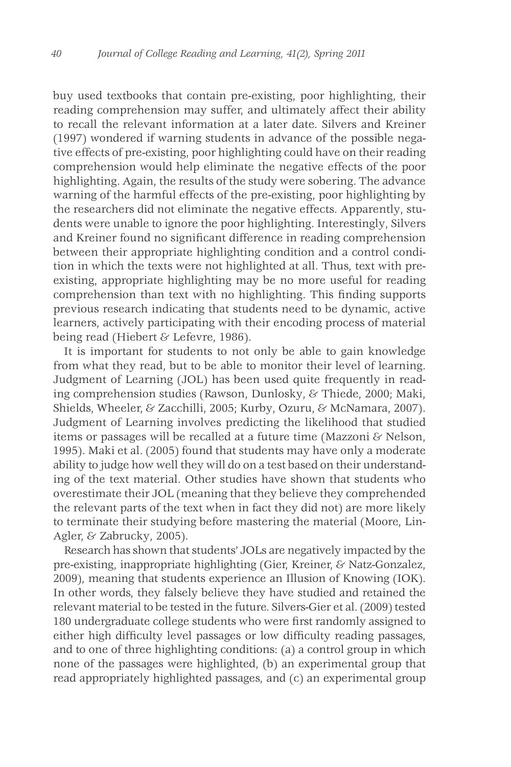buy used textbooks that contain pre-existing, poor highlighting, their reading comprehension may suffer, and ultimately affect their ability to recall the relevant information at a later date. Silvers and Kreiner (1997) wondered if warning students in advance of the possible negative effects of pre-existing, poor highlighting could have on their reading comprehension would help eliminate the negative effects of the poor highlighting. Again, the results of the study were sobering. The advance warning of the harmful effects of the pre-existing, poor highlighting by the researchers did not eliminate the negative effects. Apparently, students were unable to ignore the poor highlighting. Interestingly, Silvers and Kreiner found no significant difference in reading comprehension between their appropriate highlighting condition and a control condition in which the texts were not highlighted at all. Thus, text with pre-existing, appropriate highlighting may be no more useful for reading comprehension than text with no highlighting. This finding supports previous research indicating that students need to be dynamic, active learners, actively participating with their encoding process of material being read (Hiebert & Lefevre, 1986).

It is important for students to not only be able to gain knowledge from what they read, but to be able to monitor their level of learning. Judgment of Learning (JOL) has been used quite frequently in reading comprehension studies (Rawson, Dunlosky, & Thiede, 2000; Maki, Shields, Wheeler, & Zacchilli, 2005; Kurby, Ozuru, & McNamara, 2007). Judgment of Learning involves predicting the likelihood that studied items or passages will be recalled at a future time (Mazzoni & Nelson, 1995). Maki et al. (2005) found that students may have only a moderate ability to judge how well they will do on a test based on their understanding of the text material. Other studies have shown that students who overestimate their JOL (meaning that they believe they comprehended the relevant parts of the text when in fact they did not) are more likely to terminate their studying before mastering the material (Moore, Lin-Agler, & Zabrucky, 2005).

Research has shown that students' JOLs are negatively impacted by the pre-existing, inappropriate highlighting (Gier, Kreiner, & Natz-Gonzalez, 2009), meaning that students experience an Illusion of Knowing (IOK). In other words, they falsely believe they have studied and retained the relevant material to be tested in the future. Silvers-Gier et al. (2009) tested 180 undergraduate college students who were first randomly assigned to either high difficulty level passages or low difficulty reading passages, and to one of three highlighting conditions: (a) a control group in which none of the passages were highlighted, (b) an experimental group that read appropriately highlighted passages, and (c) an experimental group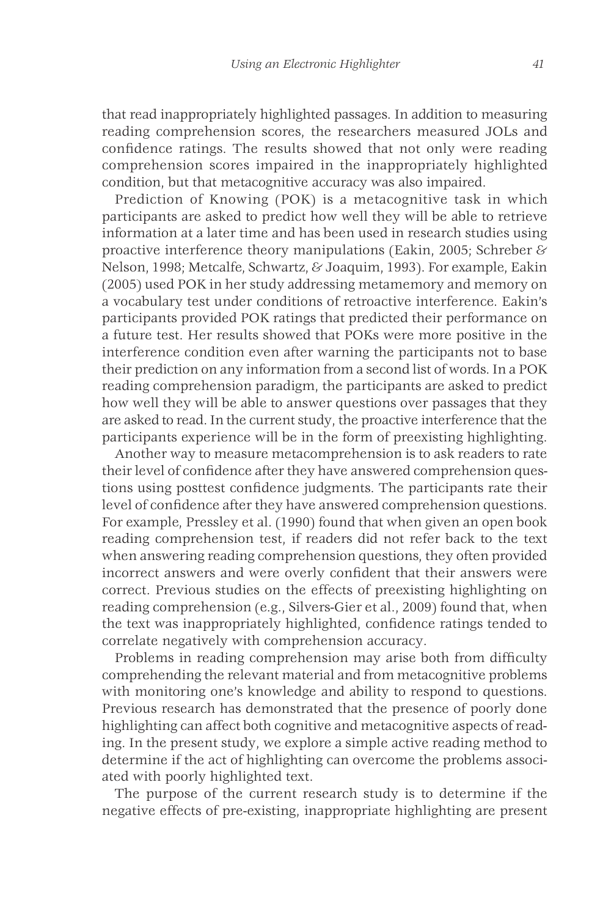that read inappropriately highlighted passages. In addition to measuring reading comprehension scores, the researchers measured JOLs and confidence ratings. The results showed that not only were reading comprehension scores impaired in the inappropriately highlighted condition, but that metacognitive accuracy was also impaired.

Prediction of Knowing (POK) is a metacognitive task in which participants are asked to predict how well they will be able to retrieve information at a later time and has been used in research studies using proactive interference theory manipulations (Eakin, 2005; Schreber & Nelson, 1998; Metcalfe, Schwartz, & Joaquim, 1993). For example, Eakin (2005) used POK in her study addressing metamemory and memory on a vocabulary test under conditions of retroactive interference. Eakin's participants provided POK ratings that predicted their performance on a future test. Her results showed that POKs were more positive in the interference condition even after warning the participants not to base their prediction on any information from a second list of words. In a POK reading comprehension paradigm, the participants are asked to predict how well they will be able to answer questions over passages that they are asked to read. In the current study, the proactive interference that the participants experience will be in the form of preexisting highlighting.

Another way to measure metacomprehension is to ask readers to rate their level of confidence after they have answered comprehension questions using posttest confidence judgments. The participants rate their level of confidence after they have answered comprehension questions. For example, Pressley et al. (1990) found that when given an open book reading comprehension test, if readers did not refer back to the text when answering reading comprehension questions, they often provided incorrect answers and were overly confident that their answers were correct. Previous studies on the effects of preexisting highlighting on reading comprehension (e.g., Silvers-Gier et al., 2009) found that, when the text was inappropriately highlighted, confidence ratings tended to correlate negatively with comprehension accuracy.

Problems in reading comprehension may arise both from difficulty comprehending the relevant material and from metacognitive problems with monitoring one's knowledge and ability to respond to questions. Previous research has demonstrated that the presence of poorly done highlighting can affect both cognitive and metacognitive aspects of reading. In the present study, we explore a simple active reading method to determine if the act of highlighting can overcome the problems associated with poorly highlighted text.

The purpose of the current research study is to determine if the negative effects of pre-existing, inappropriate highlighting are present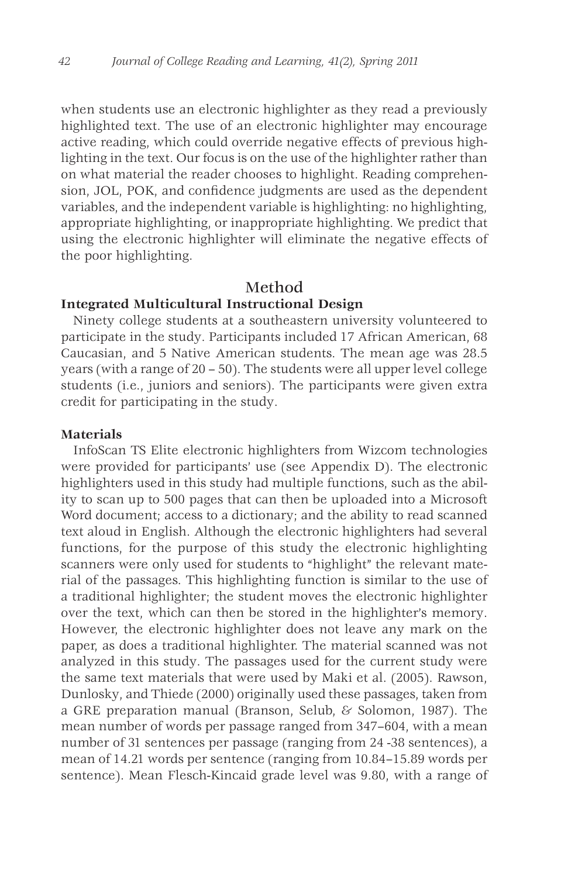when students use an electronic highlighter as they read a previously highlighted text. The use of an electronic highlighter may encourage active reading, which could override negative effects of previous highlighting in the text. Our focus is on the use of the highlighter rather than on what material the reader chooses to highlight. Reading comprehension, JOL, POK, and confidence judgments are used as the dependent variables, and the independent variable is highlighting: no highlighting, appropriate highlighting, or inappropriate highlighting. We predict that using the electronic highlighter will eliminate the negative effects of the poor highlighting.

## Method

### Integrated Multicultural Instructional Design

Ninety college students at a southeastern university volunteered to participate in the study. Participants included 17 African American, 68 Caucasian, and 5 Native American students. The mean age was 28.5 years (with a range of 20 – 50). The students were all upper level college students (i.e., juniors and seniors). The participants were given extra credit for participating in the study.

### Materials

InfoScan TS Elite electronic highlighters from Wizcom technologies were provided for participants' use (see Appendix D). The electronic highlighters used in this study had multiple functions, such as the ability to scan up to 500 pages that can then be uploaded into a Microsoft Word document; access to a dictionary; and the ability to read scanned text aloud in English. Although the electronic highlighters had several functions, for the purpose of this study the electronic highlighting scanners were only used for students to "highlight" the relevant material of the passages. This highlighting function is similar to the use of a traditional highlighter; the student moves the electronic highlighter over the text, which can then be stored in the highlighter's memory. However, the electronic highlighter does not leave any mark on the paper, as does a traditional highlighter. The material scanned was not analyzed in this study. The passages used for the current study were the same text materials that were used by Maki et al. (2005). Rawson, Dunlosky, and Thiede (2000) originally used these passages, taken from a GRE preparation manual (Branson, Selub, & Solomon, 1987). The mean number of words per passage ranged from 347–604, with a mean number of 31 sentences per passage (ranging from 24 -38 sentences), a mean of 14.21 words per sentence (ranging from 10.84–15.89 words per sentence). Mean Flesch-Kincaid grade level was 9.80, with a range of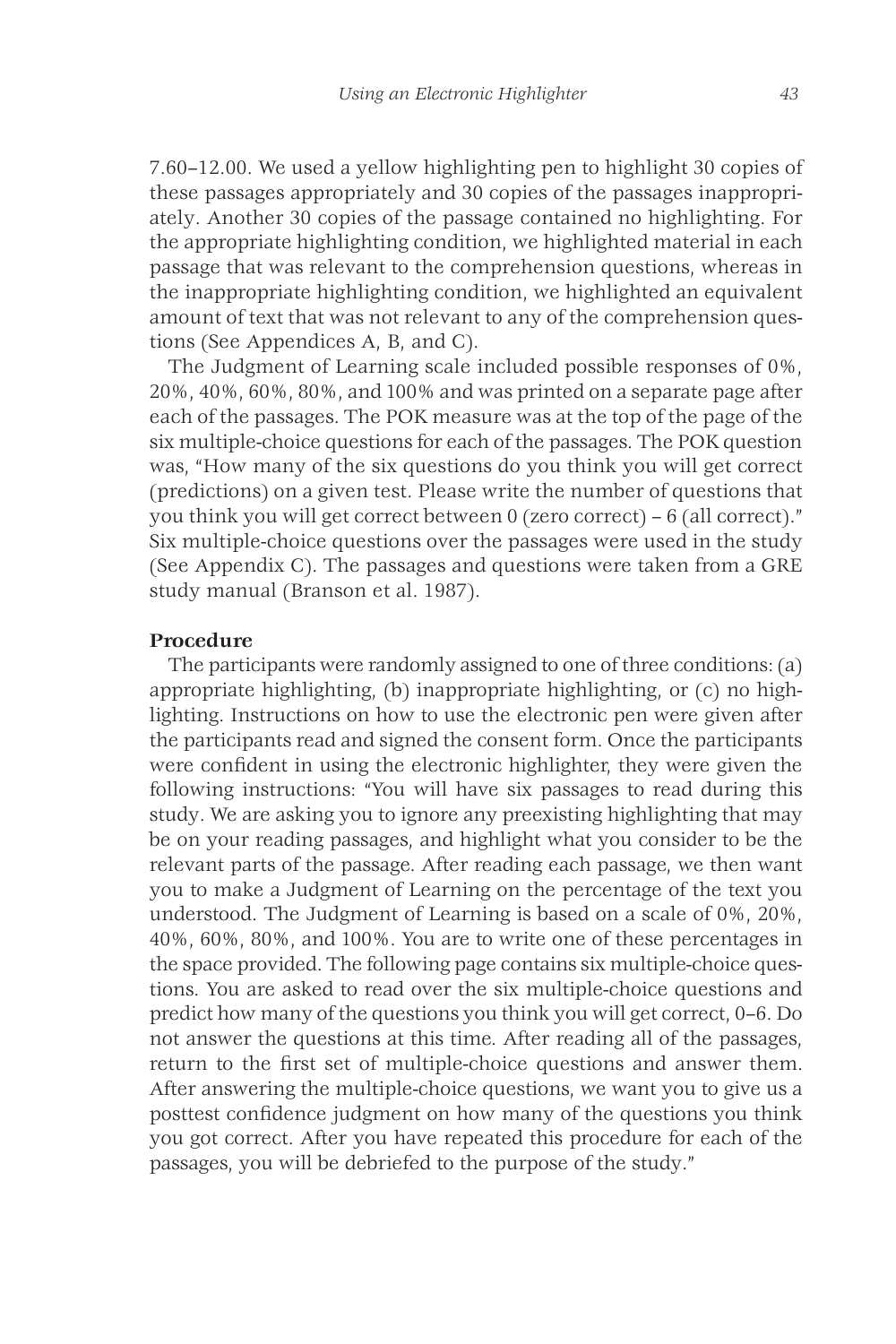7.60–12.00. We used a yellow highlighting pen to highlight 30 copies of these passages appropriately and 30 copies of the passages inappropriately. Another 30 copies of the passage contained no highlighting. For the appropriate highlighting condition, we highlighted material in each passage that was relevant to the comprehension questions, whereas in the inappropriate highlighting condition, we highlighted an equivalent amount of text that was not relevant to any of the comprehension questions (See Appendices A, B, and C).

The Judgment of Learning scale included possible responses of 0%, 20%, 40%, 60%, 80%, and 100% and was printed on a separate page after each of the passages. The POK measure was at the top of the page of the six multiple-choice questions for each of the passages. The POK question was, "How many of the six questions do you think you will get correct (predictions) on a given test. Please write the number of questions that you think you will get correct between 0 (zero correct) – 6 (all correct)." Six multiple-choice questions over the passages were used in the study (See Appendix C). The passages and questions were taken from a GRE study manual (Branson et al. 1987).

### Procedure

The participants were randomly assigned to one of three conditions: (a) appropriate highlighting, (b) inappropriate highlighting, or (c) no highlighting. Instructions on how to use the electronic pen were given after the participants read and signed the consent form. Once the participants were confident in using the electronic highlighter, they were given the following instructions: "You will have six passages to read during this study. We are asking you to ignore any preexisting highlighting that may be on your reading passages, and highlight what you consider to be the relevant parts of the passage. After reading each passage, we then want you to make a Judgment of Learning on the percentage of the text you understood. The Judgment of Learning is based on a scale of 0%, 20%, 40%, 60%, 80%, and 100%. You are to write one of these percentages in the space provided. The following page contains six multiple-choice questions. You are asked to read over the six multiple-choice questions and predict how many of the questions you think you will get correct, 0–6. Do not answer the questions at this time. After reading all of the passages, return to the first set of multiple-choice questions and answer them. After answering the multiple-choice questions, we want you to give us a posttest confidence judgment on how many of the questions you think you got correct. After you have repeated this procedure for each of the passages, you will be debriefed to the purpose of the study."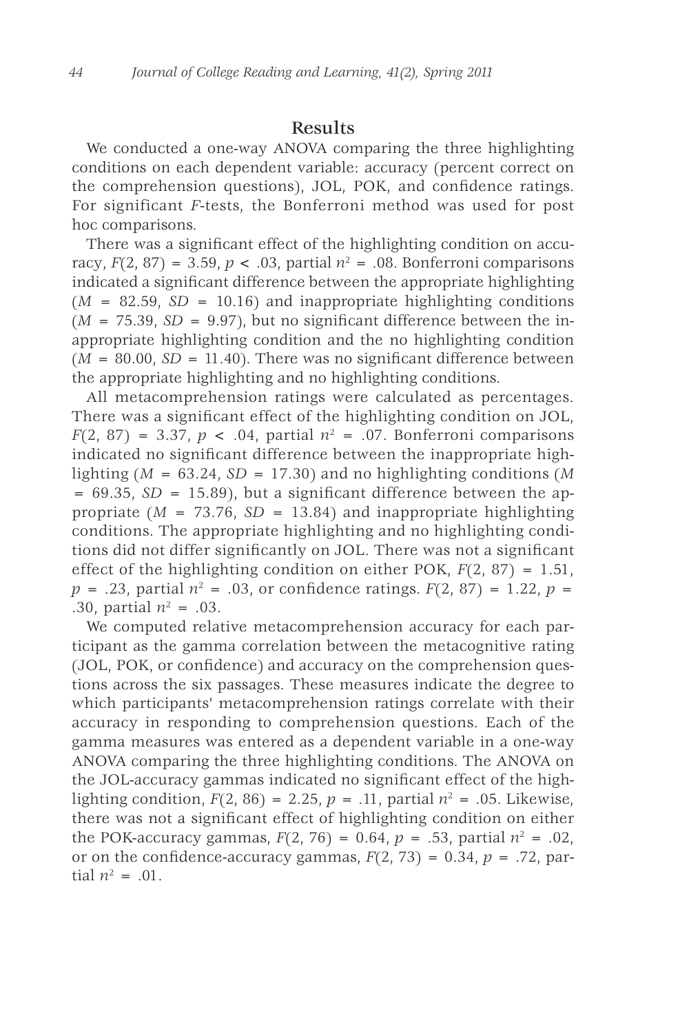## Results

We conducted a one-way ANOVA comparing the three highlighting conditions on each dependent variable: accuracy (percent correct on the comprehension questions), JOL, POK, and confidence ratings. For significant *F*-tests, the Bonferroni method was used for post hoc comparisons.

There was a significant effect of the highlighting condition on accuracy, $F(2, 87) = 3.59$, $p < .03$, partial $n^2 = .08$. Bonferroni comparisons indicated a significant difference between the appropriate highlighting ($M = 82.59$, $SD = 10.16$) and inappropriate highlighting conditions ($M = 75.39$, $SD = 9.97$), but no significant difference between the inappropriate highlighting condition and the no highlighting condition ($M = 80.00$, $SD = 11.40$). There was no significant difference between the appropriate highlighting and no highlighting conditions.

All metacomprehension ratings were calculated as percentages. There was a significant effect of the highlighting condition on JOL, $F(2, 87) = 3.37$, $p < .04$, partial $n^2 = .07$. Bonferroni comparisons indicated no significant difference between the inappropriate highlighting ($M = 63.24$, $SD = 17.30$) and no highlighting conditions ($M = 69.35$, $SD = 15.89$), but a significant difference between the appropriate ($M = 73.76$, $SD = 13.84$) and inappropriate highlighting conditions. The appropriate highlighting and no highlighting conditions did not differ significantly on JOL. There was not a significant effect of the highlighting condition on either POK, $F(2, 87) = 1.51$, $p = .23$, partial $n^2 = .03$, or confidence ratings. $F(2, 87) = 1.22$, $p = .30$, partial $n^2 = .03$.

We computed relative metacomprehension accuracy for each participant as the gamma correlation between the metacognitive rating (JOL, POK, or confidence) and accuracy on the comprehension questions across the six passages. These measures indicate the degree to which participants' metacomprehension ratings correlate with their accuracy in responding to comprehension questions. Each of the gamma measures was entered as a dependent variable in a one-way ANOVA comparing the three highlighting conditions. The ANOVA on the JOL-accuracy gammas indicated no significant effect of the highlighting condition, $F(2, 86) = 2.25$, $p = .11$, partial $n^2 = .05$. Likewise, there was not a significant effect of highlighting condition on either the POK-accuracy gammas, $F(2, 76) = 0.64$, $p = .53$, partial $n^2 = .02$, or on the confidence-accuracy gammas, $F(2, 73) = 0.34$, $p = .72$, partial $n^2 = .01$.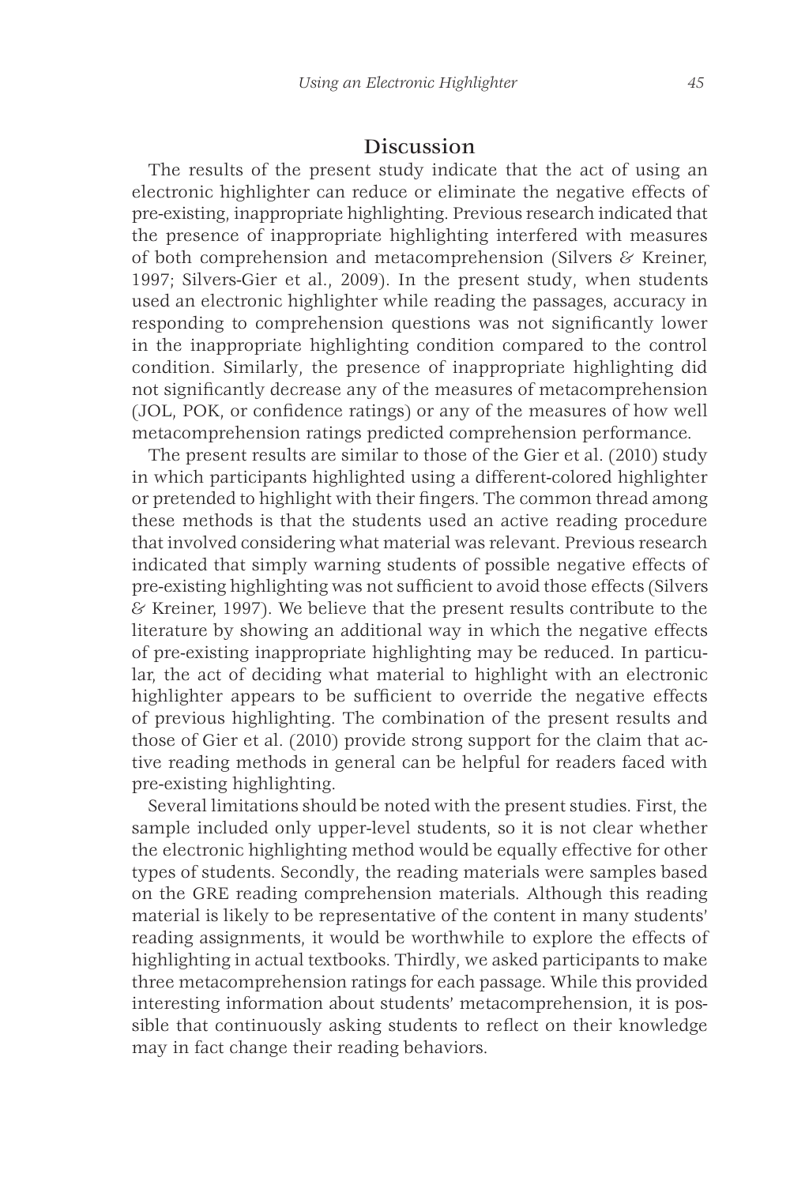## Discussion

The results of the present study indicate that the act of using an electronic highlighter can reduce or eliminate the negative effects of pre-existing, inappropriate highlighting. Previous research indicated that the presence of inappropriate highlighting interfered with measures of both comprehension and metacomprehension (Silvers & Kreiner, 1997; Silvers-Gier et al., 2009). In the present study, when students used an electronic highlighter while reading the passages, accuracy in responding to comprehension questions was not significantly lower in the inappropriate highlighting condition compared to the control condition. Similarly, the presence of inappropriate highlighting did not significantly decrease any of the measures of metacomprehension (JOL, POK, or confidence ratings) or any of the measures of how well metacomprehension ratings predicted comprehension performance.

The present results are similar to those of the Gier et al. (2010) study in which participants highlighted using a different-colored highlighter or pretended to highlight with their fingers. The common thread among these methods is that the students used an active reading procedure that involved considering what material was relevant. Previous research indicated that simply warning students of possible negative effects of pre-existing highlighting was not sufficient to avoid those effects (Silvers & Kreiner, 1997). We believe that the present results contribute to the literature by showing an additional way in which the negative effects of pre-existing inappropriate highlighting may be reduced. In particular, the act of deciding what material to highlight with an electronic highlighter appears to be sufficient to override the negative effects of previous highlighting. The combination of the present results and those of Gier et al. (2010) provide strong support for the claim that active reading methods in general can be helpful for readers faced with pre-existing highlighting.

Several limitations should be noted with the present studies. First, the sample included only upper-level students, so it is not clear whether the electronic highlighting method would be equally effective for other types of students. Secondly, the reading materials were samples based on the GRE reading comprehension materials. Although this reading material is likely to be representative of the content in many students' reading assignments, it would be worthwhile to explore the effects of highlighting in actual textbooks. Thirdly, we asked participants to make three metacomprehension ratings for each passage. While this provided interesting information about students' metacomprehension, it is possible that continuously asking students to reflect on their knowledge may in fact change their reading behaviors.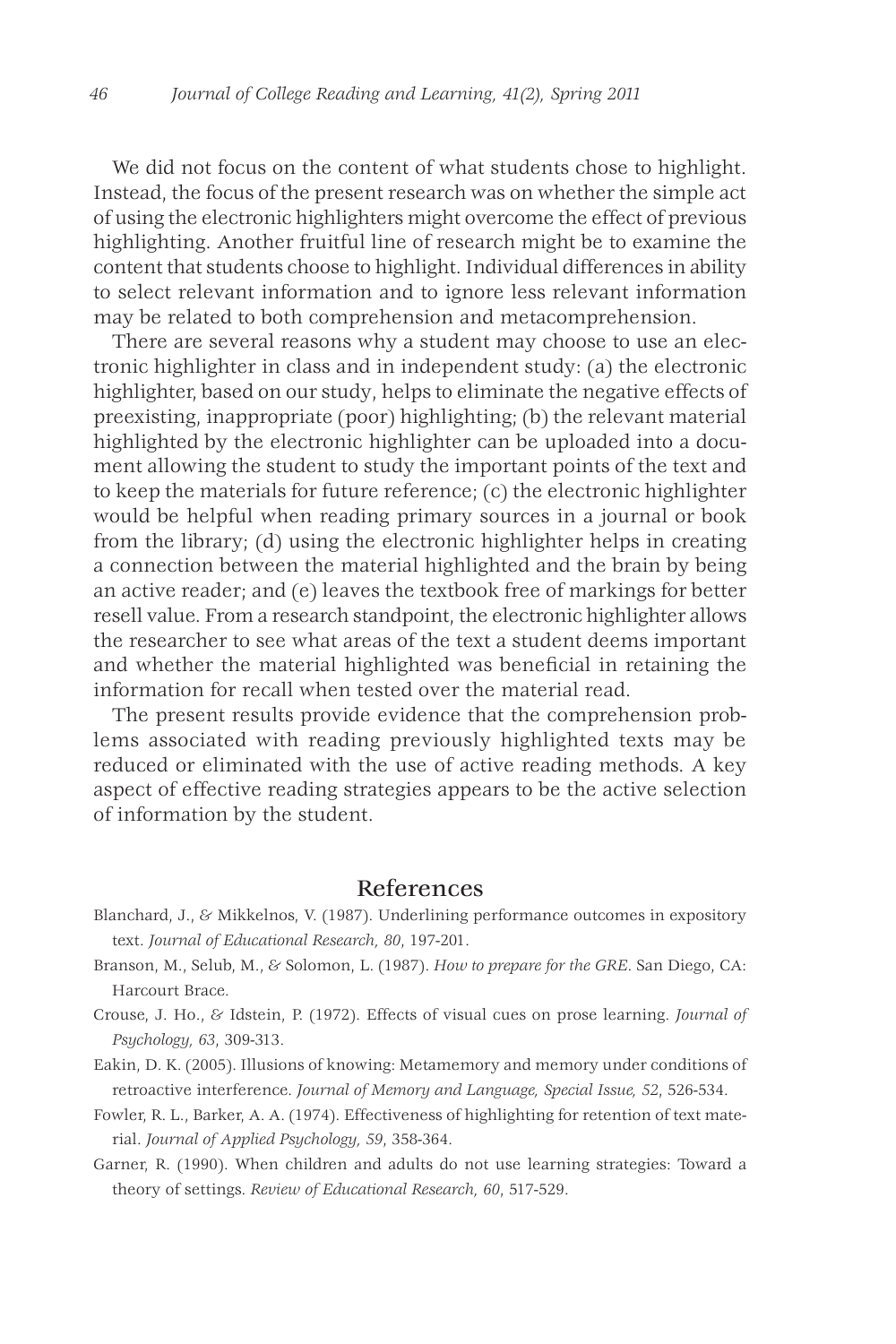We did not focus on the content of what students chose to highlight. Instead, the focus of the present research was on whether the simple act of using the electronic highlighters might overcome the effect of previous highlighting. Another fruitful line of research might be to examine the content that students choose to highlight. Individual differences in ability to select relevant information and to ignore less relevant information may be related to both comprehension and metacomprehension.

There are several reasons why a student may choose to use an electronic highlighter in class and in independent study: (a) the electronic highlighter, based on our study, helps to eliminate the negative effects of preexisting, inappropriate (poor) highlighting; (b) the relevant material highlighted by the electronic highlighter can be uploaded into a document allowing the student to study the important points of the text and to keep the materials for future reference; (c) the electronic highlighter would be helpful when reading primary sources in a journal or book from the library; (d) using the electronic highlighter helps in creating a connection between the material highlighted and the brain by being an active reader; and (e) leaves the textbook free of markings for better resell value. From a research standpoint, the electronic highlighter allows the researcher to see what areas of the text a student deems important and whether the material highlighted was beneficial in retaining the information for recall when tested over the material read.

The present results provide evidence that the comprehension problems associated with reading previously highlighted texts may be reduced or eliminated with the use of active reading methods. A key aspect of effective reading strategies appears to be the active selection of information by the student.

## References

Blanchard, J., & Mikkelnos, V. (1987). Underlining performance outcomes in expository text. *Journal of Educational Research, 80*, 197-201.

Branson, M., Selub, M., & Solomon, L. (1987). *How to prepare for the GRE*. San Diego, CA: Harcourt Brace.

Crouse, J. Ho., & Idstein, P. (1972). Effects of visual cues on prose learning. *Journal of Psychology, 63*, 309-313.

Eakin, D. K. (2005). Illusions of knowing: Metamemory and memory under conditions of retroactive interference. *Journal of Memory and Language, Special Issue, 52*, 526-534.

Fowler, R. L., Barker, A. A. (1974). Effectiveness of highlighting for retention of text material. *Journal of Applied Psychology, 59*, 358-364.

Garner, R. (1990). When children and adults do not use learning strategies: Toward a theory of settings. *Review of Educational Research, 60*, 517-529.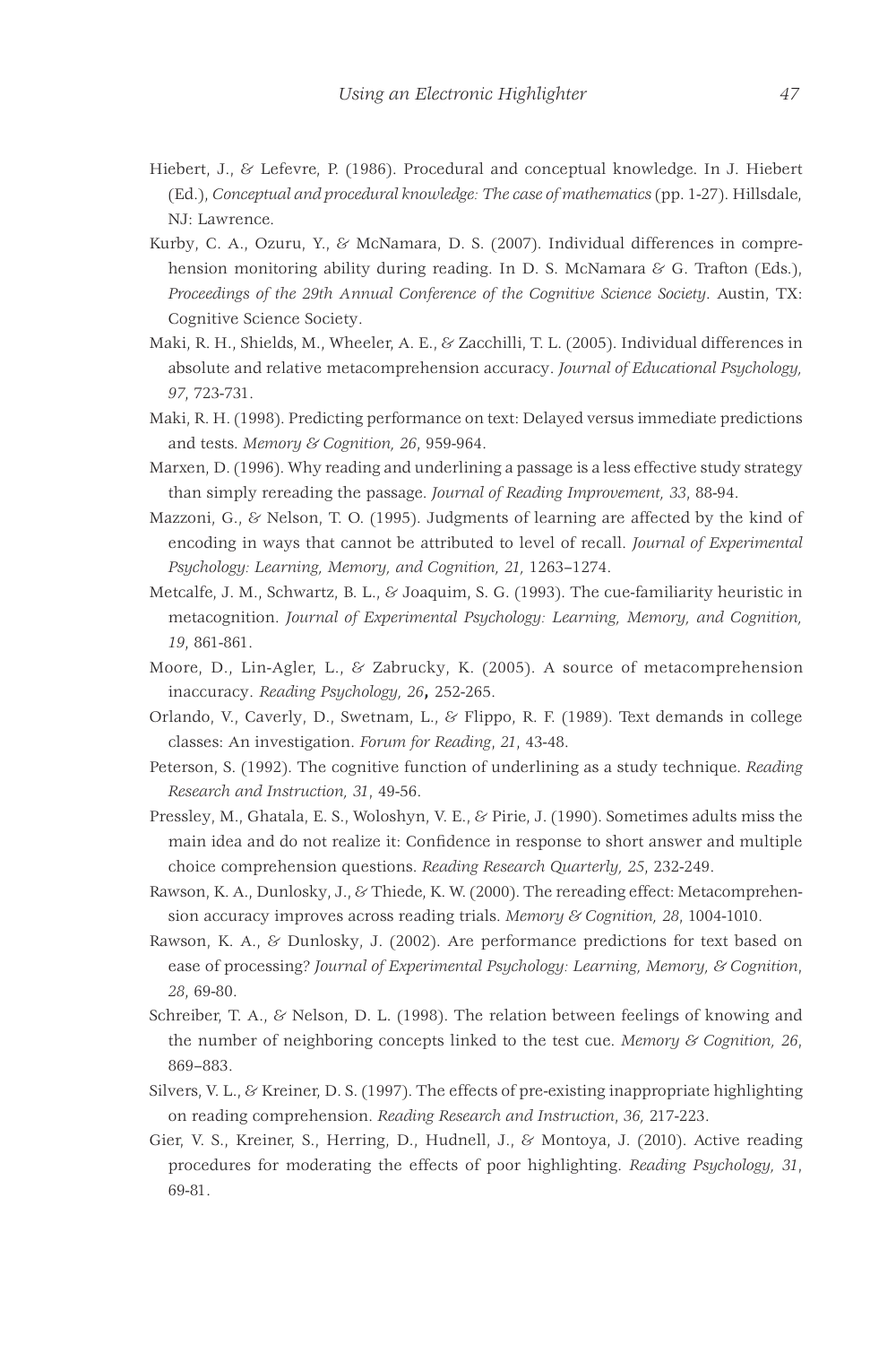Hiebert, J., & Lefevre, P. (1986). Procedural and conceptual knowledge. In J. Hiebert (Ed.), *Conceptual and procedural knowledge: The case of mathematics* (pp. 1-27). Hillsdale, NJ: Lawrence.

Kurby, C. A., Ozuru, Y., & McNamara, D. S. (2007). Individual differences in comprehension monitoring ability during reading. In D. S. McNamara & G. Trafton (Eds.), *Proceedings of the 29th Annual Conference of the Cognitive Science Society*. Austin, TX: Cognitive Science Society.

Maki, R. H., Shields, M., Wheeler, A. E., & Zacchilli, T. L. (2005). Individual differences in absolute and relative metacomprehension accuracy. *Journal of Educational Psychology, 97*, 723-731.

Maki, R. H. (1998). Predicting performance on text: Delayed versus immediate predictions and tests. *Memory & Cognition, 26*, 959-964.

Marxen, D. (1996). Why reading and underlining a passage is a less effective study strategy than simply rereading the passage. *Journal of Reading Improvement, 33*, 88-94.

Mazzoni, G., & Nelson, T. O. (1995). Judgments of learning are affected by the kind of encoding in ways that cannot be attributed to level of recall. *Journal of Experimental Psychology: Learning, Memory, and Cognition, 21,* 1263–1274.

Metcalfe, J. M., Schwartz, B. L., & Joaquim, S. G. (1993). The cue-familiarity heuristic in metacognition. *Journal of Experimental Psychology: Learning, Memory, and Cognition, 19*, 861-861.

Moore, D., Lin-Agler, L., & Zabrucky, K. (2005). A source of metacomprehension inaccuracy. *Reading Psychology, 26*, 252-265.

Orlando, V., Caverly, D., Swetnam, L., & Flippo, R. F. (1989). Text demands in college classes: An investigation. *Forum for Reading*, *21*, 43-48.

Peterson, S. (1992). The cognitive function of underlining as a study technique. *Reading Research and Instruction, 31*, 49-56.

Pressley, M., Ghatala, E. S., Woloshyn, V. E., & Pirie, J. (1990). Sometimes adults miss the main idea and do not realize it: Confidence in response to short answer and multiple choice comprehension questions. *Reading Research Quarterly, 25*, 232-249.

Rawson, K. A., Dunlosky, J., & Thiede, K. W. (2000). The rereading effect: Metacomprehension accuracy improves across reading trials. *Memory & Cognition, 28*, 1004-1010.

Rawson, K. A., & Dunlosky, J. (2002). Are performance predictions for text based on ease of processing? *Journal of Experimental Psychology: Learning, Memory, & Cognition*, *28*, 69-80.

Schreiber, T. A., & Nelson, D. L. (1998). The relation between feelings of knowing and the number of neighboring concepts linked to the test cue. *Memory & Cognition, 26*, 869–883.

Silvers, V. L., & Kreiner, D. S. (1997). The effects of pre-existing inappropriate highlighting on reading comprehension. *Reading Research and Instruction*, *36,* 217-223.

Gier, V. S., Kreiner, S., Herring, D., Hudnell, J., & Montoya, J. (2010). Active reading procedures for moderating the effects of poor highlighting. *Reading Psychology, 31*, 69-81.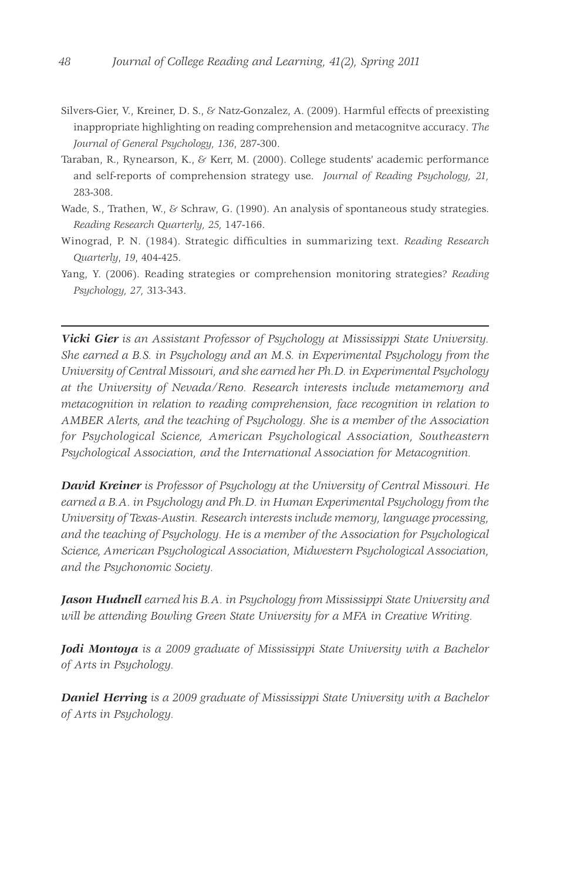Silvers-Gier, V., Kreiner, D. S., & Natz-Gonzalez, A. (2009). Harmful effects of preexisting inappropriate highlighting on reading comprehension and metacognitve accuracy. *The Journal of General Psychology, 136*, 287-300.

Taraban, R., Rynearson, K., & Kerr, M. (2000). College students' academic performance and self-reports of comprehension strategy use. *Journal of Reading Psychology, 21,* 283-308.

Wade, S., Trathen, W., & Schraw, G. (1990). An analysis of spontaneous study strategies. *Reading Research Quarterly, 25,* 147-166.

Winograd, P. N. (1984). Strategic difficulties in summarizing text. *Reading Research Quarterly*, *19*, 404-425.

Yang, Y. (2006). Reading strategies or comprehension monitoring strategies? *Reading Psychology, 27,* 313-343.

---

***Vicki Gier*** *is an Assistant Professor of Psychology at Mississippi State University. She earned a B.S. in Psychology and an M.S. in Experimental Psychology from the University of Central Missouri, and she earned her Ph.D. in Experimental Psychology at the University of Nevada/Reno. Research interests include metamemory and metacognition in relation to reading comprehension, face recognition in relation to AMBER Alerts, and the teaching of Psychology. She is a member of the Association for Psychological Science, American Psychological Association, Southeastern Psychological Association, and the International Association for Metacognition.*

***David Kreiner*** *is Professor of Psychology at the University of Central Missouri. He earned a B.A. in Psychology and Ph.D. in Human Experimental Psychology from the University of Texas-Austin. Research interests include memory, language processing, and the teaching of Psychology. He is a member of the Association for Psychological Science, American Psychological Association, Midwestern Psychological Association, and the Psychonomic Society.*

***Jason Hudnell*** *earned his B.A. in Psychology from Mississippi State University and will be attending Bowling Green State University for a MFA in Creative Writing.*

***Jodi Montoya*** *is a 2009 graduate of Mississippi State University with a Bachelor of Arts in Psychology.*

***Daniel Herring*** *is a 2009 graduate of Mississippi State University with a Bachelor of Arts in Psychology.*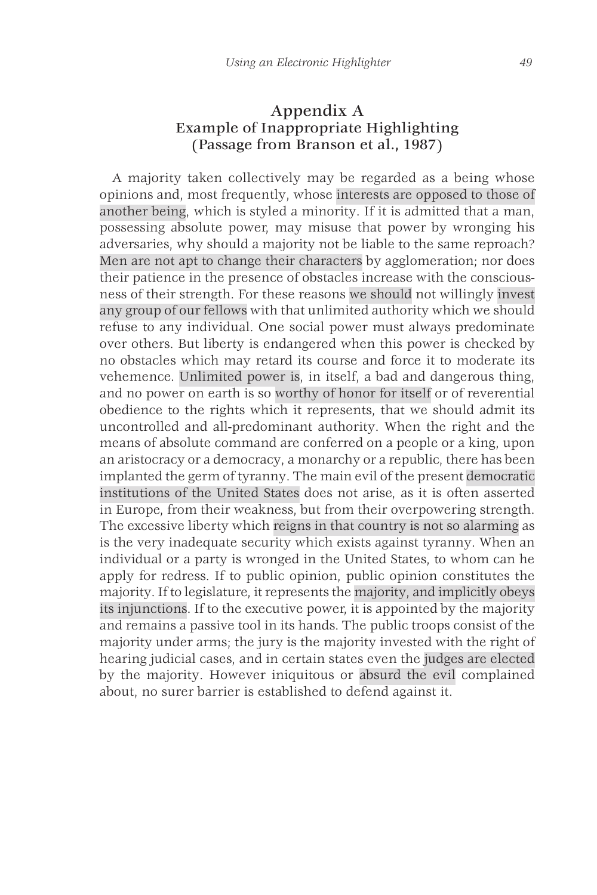## Appendix A
### Example of Inappropriate Highlighting
### (Passage from Branson et al., 1987)

A majority taken collectively may be regarded as a being whose opinions and, most frequently, whose interests are opposed to those of another being, which is styled a minority. If it is admitted that a man, possessing absolute power, may misuse that power by wronging his adversaries, why should a majority not be liable to the same reproach? Men are not apt to change their characters by agglomeration; nor does their patience in the presence of obstacles increase with the consciousness of their strength. For these reasons we should not willingly invest any group of our fellows with that unlimited authority which we should refuse to any individual. One social power must always predominate over others. But liberty is endangered when this power is checked by no obstacles which may retard its course and force it to moderate its vehemence. Unlimited power is, in itself, a bad and dangerous thing, and no power on earth is so worthy of honor for itself or of reverential obedience to the rights which it represents, that we should admit its uncontrolled and all-predominant authority. When the right and the means of absolute command are conferred on a people or a king, upon an aristocracy or a democracy, a monarchy or a republic, there has been implanted the germ of tyranny. The main evil of the present democratic institutions of the United States does not arise, as it is often asserted in Europe, from their weakness, but from their overpowering strength. The excessive liberty which reigns in that country is not so alarming as is the very inadequate security which exists against tyranny. When an individual or a party is wronged in the United States, to whom can he apply for redress. If to public opinion, public opinion constitutes the majority. If to legislature, it represents the majority, and implicitly obeys its injunctions. If to the executive power, it is appointed by the majority and remains a passive tool in its hands. The public troops consist of the majority under arms; the jury is the majority invested with the right of hearing judicial cases, and in certain states even the judges are elected by the majority. However iniquitous or absurd the evil complained about, no surer barrier is established to defend against it.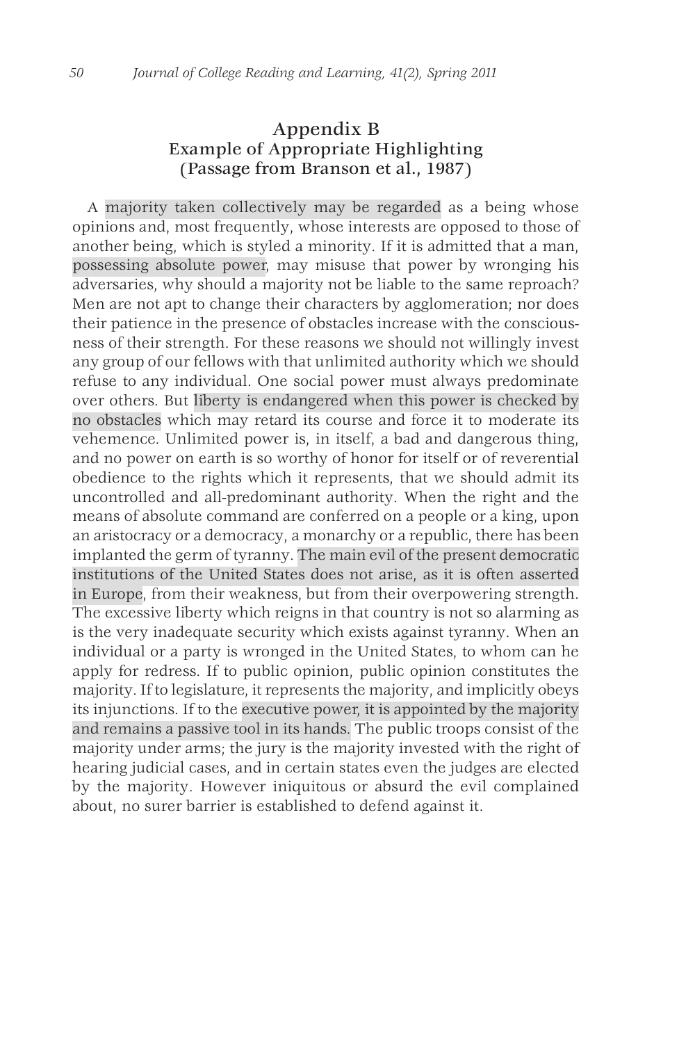## Appendix B
## Example of Appropriate Highlighting
## (Passage from Branson et al., 1987)

A majority taken collectively may be regarded as a being whose opinions and, most frequently, whose interests are opposed to those of another being, which is styled a minority. If it is admitted that a man, possessing absolute power, may misuse that power by wronging his adversaries, why should a majority not be liable to the same reproach? Men are not apt to change their characters by agglomeration; nor does their patience in the presence of obstacles increase with the consciousness of their strength. For these reasons we should not willingly invest any group of our fellows with that unlimited authority which we should refuse to any individual. One social power must always predominate over others. But liberty is endangered when this power is checked by no obstacles which may retard its course and force it to moderate its vehemence. Unlimited power is, in itself, a bad and dangerous thing, and no power on earth is so worthy of honor for itself or of reverential obedience to the rights which it represents, that we should admit its uncontrolled and all-predominant authority. When the right and the means of absolute command are conferred on a people or a king, upon an aristocracy or a democracy, a monarchy or a republic, there has been implanted the germ of tyranny. The main evil of the present democratic institutions of the United States does not arise, as it is often asserted in Europe, from their weakness, but from their overpowering strength. The excessive liberty which reigns in that country is not so alarming as is the very inadequate security which exists against tyranny. When an individual or a party is wronged in the United States, to whom can he apply for redress. If to public opinion, public opinion constitutes the majority. If to legislature, it represents the majority, and implicitly obeys its injunctions. If to the executive power, it is appointed by the majority and remains a passive tool in its hands. The public troops consist of the majority under arms; the jury is the majority invested with the right of hearing judicial cases, and in certain states even the judges are elected by the majority. However iniquitous or absurd the evil complained about, no surer barrier is established to defend against it.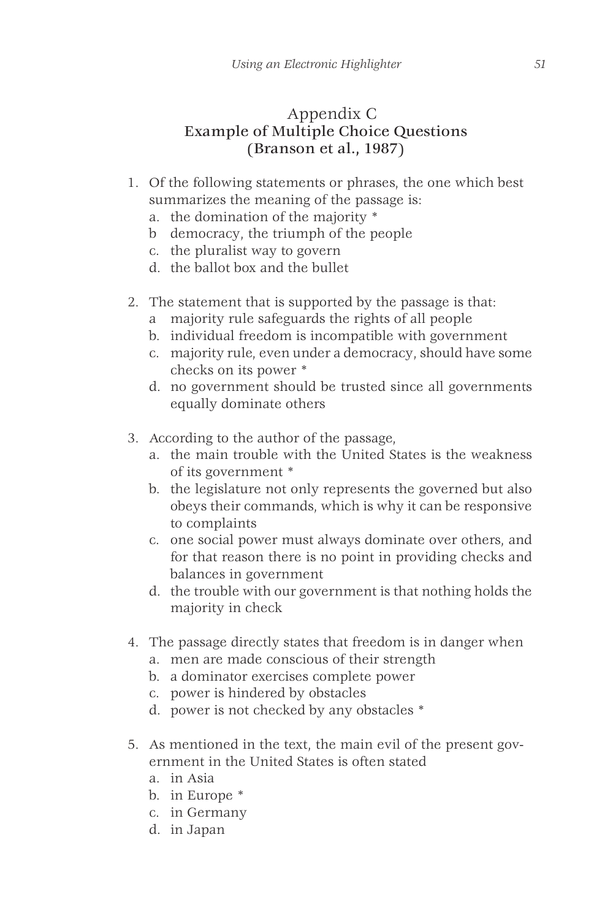# Appendix C
## Example of Multiple Choice Questions (Branson et al., 1987)

1. Of the following statements or phrases, the one which best summarizes the meaning of the passage is:
   a. the domination of the majority *
   b democracy, the triumph of the people
   c. the pluralist way to govern
   d. the ballot box and the bullet

2. The statement that is supported by the passage is that:
   a majority rule safeguards the rights of all people
   b. individual freedom is incompatible with government
   c. majority rule, even under a democracy, should have some checks on its power *
   d. no government should be trusted since all governments equally dominate others

3. According to the author of the passage,
   a. the main trouble with the United States is the weakness of its government *
   b. the legislature not only represents the governed but also obeys their commands, which is why it can be responsive to complaints
   c. one social power must always dominate over others, and for that reason there is no point in providing checks and balances in government
   d. the trouble with our government is that nothing holds the majority in check

4. The passage directly states that freedom is in danger when
   a. men are made conscious of their strength
   b. a dominator exercises complete power
   c. power is hindered by obstacles
   d. power is not checked by any obstacles *

5. As mentioned in the text, the main evil of the present government in the United States is often stated
   a. in Asia
   b. in Europe *
   c. in Germany
   d. in Japan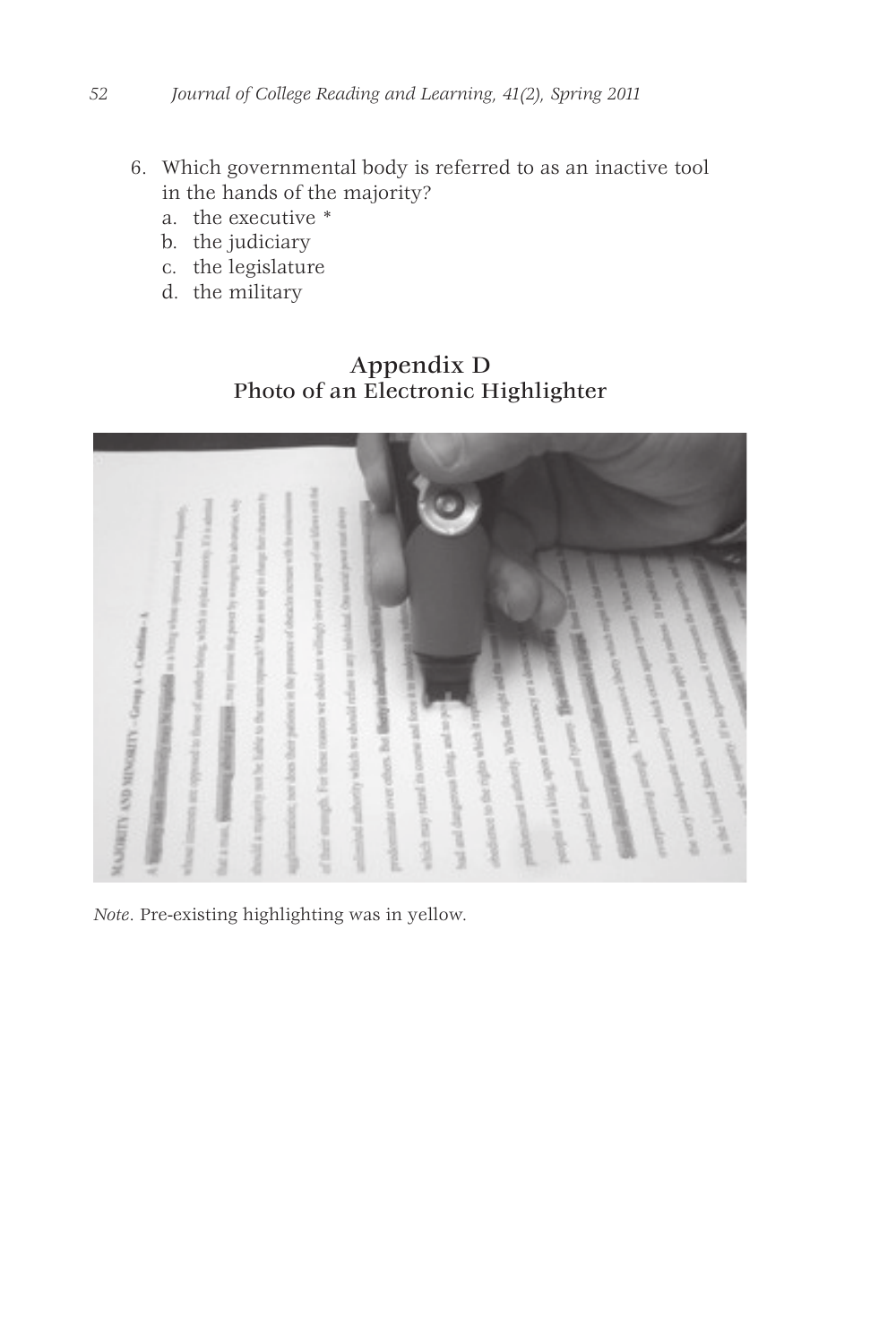6. Which governmental body is referred to as an inactive tool in the hands of the majority?
   a. the executive *
   b. the judiciary
   c. the legislature
   d. the military

## Appendix D
## Photo of an Electronic Highlighter

*Note*. Pre-existing highlighting was in yellow.